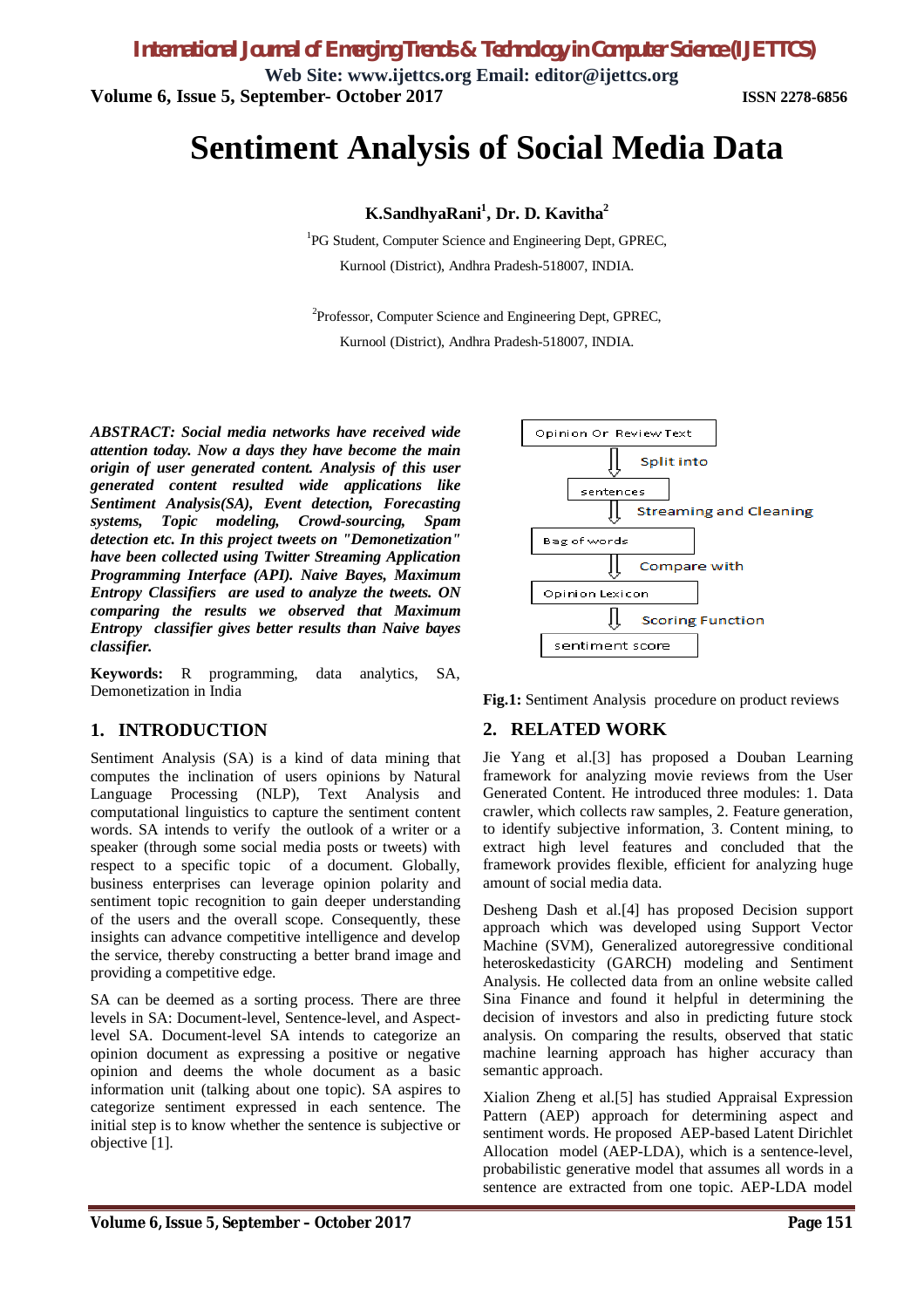# Sentiment Analysis of Social Media Data

**K.SandhyaRani[1], Dr. D. Kavitha[2]**

[1]PG Student, Computer Science and Engineering Dept, GPREC, Kurnool (District), Andhra Pradesh-518007, INDIA.

[2]Professor, Computer Science and Engineering Dept, GPREC, Kurnool (District), Andhra Pradesh-518007, INDIA.

***ABSTRACT:** Social media networks have received wide attention today. Now a days they have become the main origin of user generated content. Analysis of this user generated content resulted wide applications like Sentiment Analysis(SA), Event detection, Forecasting systems, Topic modeling, Crowd-sourcing, Spam detection etc. In this project tweets on "Demonetization" have been collected using Twitter Streaming Application Programming Interface (API). Naive Bayes, Maximum Entropy Classifiers are used to analyze the tweets. ON comparing the results we observed that Maximum Entropy classifier gives better results than Naive bayes classifier.*

**Keywords:** R programming, data analytics, SA, Demonetization in India

## 1. INTRODUCTION

Sentiment Analysis (SA) is a kind of data mining that computes the inclination of users opinions by Natural Language Processing (NLP), Text Analysis and computational linguistics to capture the sentiment content words. SA intends to verify the outlook of a writer or a speaker (through some social media posts or tweets) with respect to a specific topic of a document. Globally, business enterprises can leverage opinion polarity and sentiment topic recognition to gain deeper understanding of the users and the overall scope. Consequently, these insights can advance competitive intelligence and develop the service, thereby constructing a better brand image and providing a competitive edge.

SA can be deemed as a sorting process. There are three levels in SA: Document-level, Sentence-level, and Aspect-level SA. Document-level SA intends to categorize an opinion document as expressing a positive or negative opinion and deems the whole document as a basic information unit (talking about one topic). SA aspires to categorize sentiment expressed in each sentence. The initial step is to know whether the sentence is subjective or objective [1].

Opinion Or Review Text → Split into → sentences → Streaming and Cleaning → Bag of words → Compare with → Opinion Lexicon → Scoring Function → sentiment score

**Fig.1:** Sentiment Analysis procedure on product reviews

## 2. RELATED WORK

Jie Yang et al.[3] has proposed a Douban Learning framework for analyzing movie reviews from the User Generated Content. He introduced three modules: 1. Data crawler, which collects raw samples, 2. Feature generation, to identify subjective information, 3. Content mining, to extract high level features and concluded that the framework provides flexible, efficient for analyzing huge amount of social media data.

Desheng Dash et al.[4] has proposed Decision support approach which was developed using Support Vector Machine (SVM), Generalized autoregressive conditional heteroskedasticity (GARCH) modeling and Sentiment Analysis. He collected data from an online website called Sina Finance and found it helpful in determining the decision of investors and also in predicting future stock analysis. On comparing the results, observed that static machine learning approach has higher accuracy than semantic approach.

Xialion Zheng et al.[5] has studied Appraisal Expression Pattern (AEP) approach for determining aspect and sentiment words. He proposed AEP-based Latent Dirichlet Allocation model (AEP-LDA), which is a sentence-level, probabilistic generative model that assumes all words in a sentence are extracted from one topic. AEP-LDA model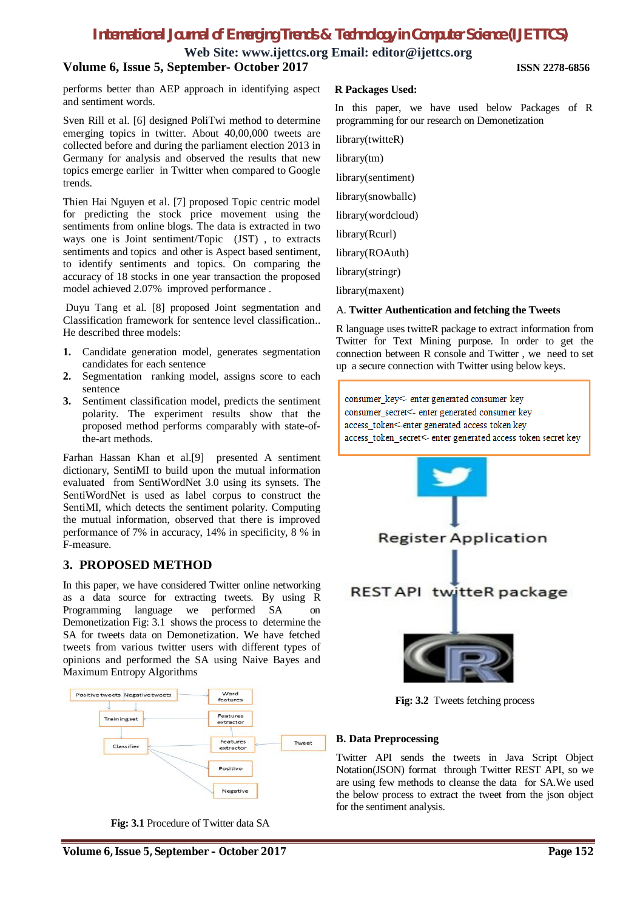performs better than AEP approach in identifying aspect and sentiment words.

Sven Rill et al. [6] designed PoliTwi method to determine emerging topics in twitter. About 40,00,000 tweets are collected before and during the parliament election 2013 in Germany for analysis and observed the results that new topics emerge earlier in Twitter when compared to Google trends.

Thien Hai Nguyen et al. [7] proposed Topic centric model for predicting the stock price movement using the sentiments from online blogs. The data is extracted in two ways one is Joint sentiment/Topic (JST) , to extracts sentiments and topics and other is Aspect based sentiment, to identify sentiments and topics. On comparing the accuracy of 18 stocks in one year transaction the proposed model achieved 2.07% improved performance .

Duyu Tang et al. [8] proposed Joint segmentation and Classification framework for sentence level classification.. He described three models:

1. Candidate generation model, generates segmentation candidates for each sentence
2. Segmentation ranking model, assigns score to each sentence
3. Sentiment classification model, predicts the sentiment polarity. The experiment results show that the proposed method performs comparably with state-of-the-art methods.

Farhan Hassan Khan et al.[9] presented A sentiment dictionary, SentiMI to build upon the mutual information evaluated from SentiWordNet 3.0 using its synsets. The SentiWordNet is used as label corpus to construct the SentiMI, which detects the sentiment polarity. Computing the mutual information, observed that there is improved performance of 7% in accuracy, 14% in specificity, 8 % in F-measure.

## 3. PROPOSED METHOD

In this paper, we have considered Twitter online networking as a data source for extracting tweets. By using R Programming language we performed SA on Demonetization Fig: 3.1 shows the process to determine the SA for tweets data on Demonetization. We have fetched tweets from various twitter users with different types of opinions and performed the SA using Naive Bayes and Maximum Entropy Algorithms

**Fig: 3.1** Procedure of Twitter data SA

**R Packages Used:**

In this paper, we have used below Packages of R programming for our research on Demonetization

```
library(twitteR)
library(tm)
library(sentiment)
library(snowballc)
library(wordcloud)
library(Rcurl)
library(ROAuth)
library(stringr)
library(maxent)
```

A. **Twitter Authentication and fetching the Tweets**

R language uses twitteR package to extract information from Twitter for Text Mining purpose. In order to get the connection between R console and Twitter , we need to set up a secure connection with Twitter using below keys.

```
consumer_key<- enter generated consumer key
consumer_secret<- enter generated consumer key
access_token<-enter generated access token key
access_token_secret<- enter generated access token secret key
```

**Fig: 3.2** Tweets fetching process

**B. Data Preprocessing**

Twitter API sends the tweets in Java Script Object Notation(JSON) format through Twitter REST API, so we are using few methods to cleanse the data for SA.We used the below process to extract the tweet from the json object for the sentiment analysis.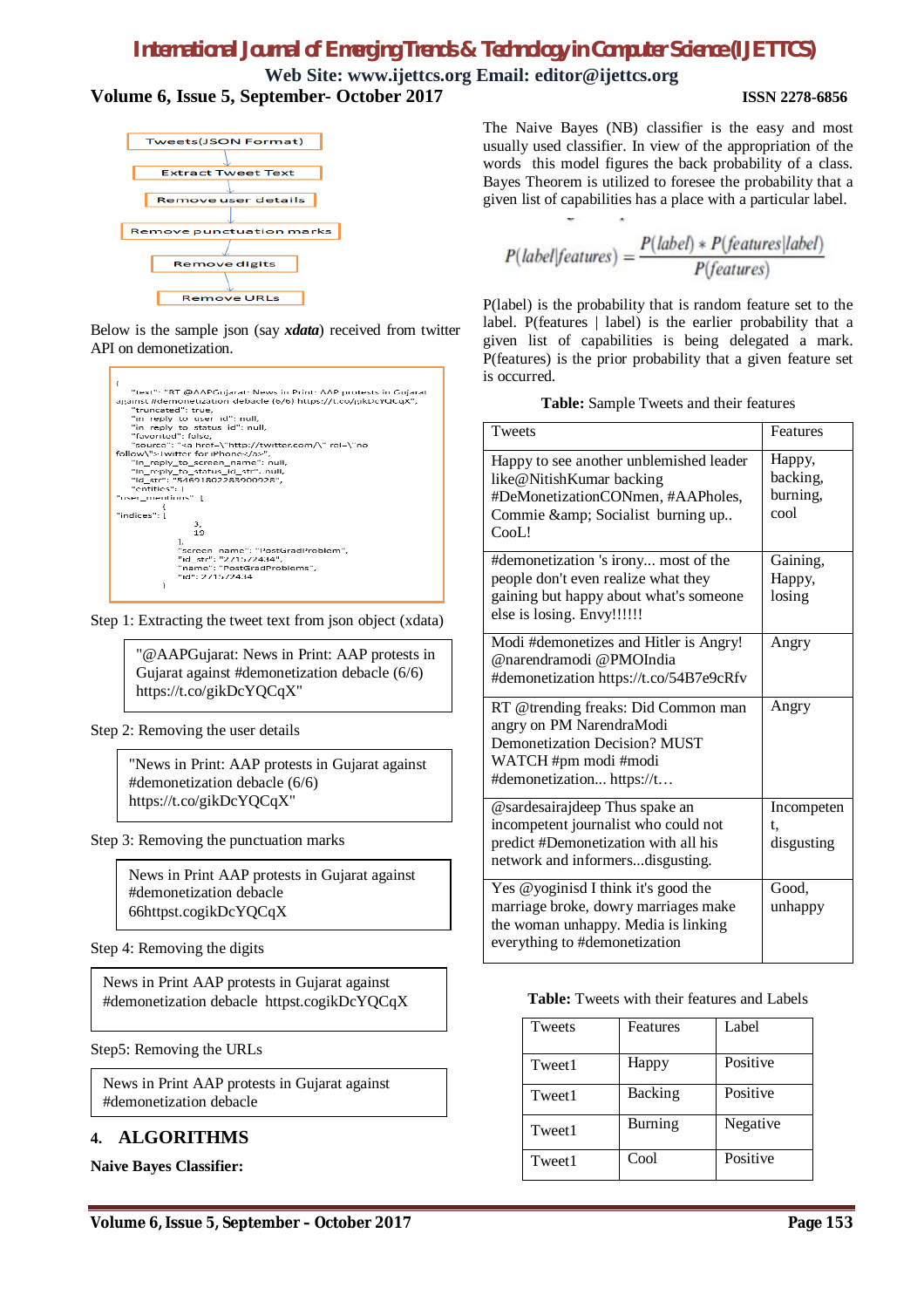Tweets(JSON Format) → Extract Tweet Text → Remove user details → Remove punctuation marks → Remove digits → Remove URLs

Below is the sample json (say ***xdata***) received from twitter API on demonetization.

```
{
    "text": "RT @AAPGujarat: News in Print: AAP protests in Gujarat against #demonetization debacle (6/6) https://t.co/gikDcYQCqX",
    "truncated": true,
    "in_reply_to_user_id": null,
    "in_reply_to_status_id": null,
    "favorited": false,
    "source": "<a href=\"http://twitter.com/\" rel=\"no follow\">Twitter for iPhone</a>",
    "in_reply_to_screen_name": null,
    "in_reply_to_status_id_str": null,
    "id_str": "546918022839000928",
    "entities": {
"user_mentions": [
{
"indices": [
            3,
            19
        ],
        "screen_name": "PostGradProblem",
        "id_str": "271572434",
        "name": "PostGradProblems",
        "id": 271572434
    }
```

Step 1: Extracting the tweet text from json object (xdata)

> "@AAPGujarat: News in Print: AAP protests in Gujarat against #demonetization debacle (6/6) https://t.co/gikDcYQCqX"

Step 2: Removing the user details

> "News in Print: AAP protests in Gujarat against #demonetization debacle (6/6) https://t.co/gikDcYQCqX"

Step 3: Removing the punctuation marks

> News in Print AAP protests in Gujarat against #demonetization debacle 66httpst.cogikDcYQCqX

Step 4: Removing the digits

> News in Print AAP protests in Gujarat against #demonetization debacle httpst.cogikDcYQCqX

Step5: Removing the URLs

> News in Print AAP protests in Gujarat against #demonetization debacle

## 4. ALGORITHMS

**Naive Bayes Classifier:**

The Naive Bayes (NB) classifier is the easy and most usually used classifier. In view of the appropriation of the words this model figures the back probability of a class. Bayes Theorem is utilized to foresee the probability that a given list of capabilities has a place with a particular label.

$$P(label|features) = \frac{P(label) * P(features|label)}{P(features)}$$

P(label) is the probability that is random feature set to the label. P(features | label) is the earlier probability that a given list of capabilities is being delegated a mark. P(features) is the prior probability that a given feature set is occurred.

**Table:** Sample Tweets and their features

| Tweets | Features |
|---|---|
| Happy to see another unblemished leader like@NitishKumar backing #DeMonetizationCONmen, #AAPholes, Commie &amp; Socialist burning up.. CooL! | Happy, backing, burning, cool |
| #demonetization 's irony... most of the people don't even realize what they gaining but happy about what's someone else is losing. Envy!!!!!! | Gaining, Happy, losing |
| Modi #demonetizes and Hitler is Angry! @narendramodi @PMOIndia #demonetization https://t.co/54B7e9cRfv | Angry |
| RT @trending freaks: Did Common man angry on PM NarendraModi Demonetization Decision? MUST WATCH #pm modi #modi #demonetization... https://t… | Angry |
| @sardesairajdeep Thus spake an incompetent journalist who could not predict #Demonetization with all his network and informers...disgusting. | Incompetent, disgusting |
| Yes @yoginisd I think it's good the marriage broke, dowry marriages make the woman unhappy. Media is linking everything to #demonetization | Good, unhappy |

**Table:** Tweets with their features and Labels

| Tweets | Features | Label |
|---|---|---|
| Tweet1 | Happy | Positive |
| Tweet1 | Backing | Positive |
| Tweet1 | Burning | Negative |
| Tweet1 | Cool | Positive |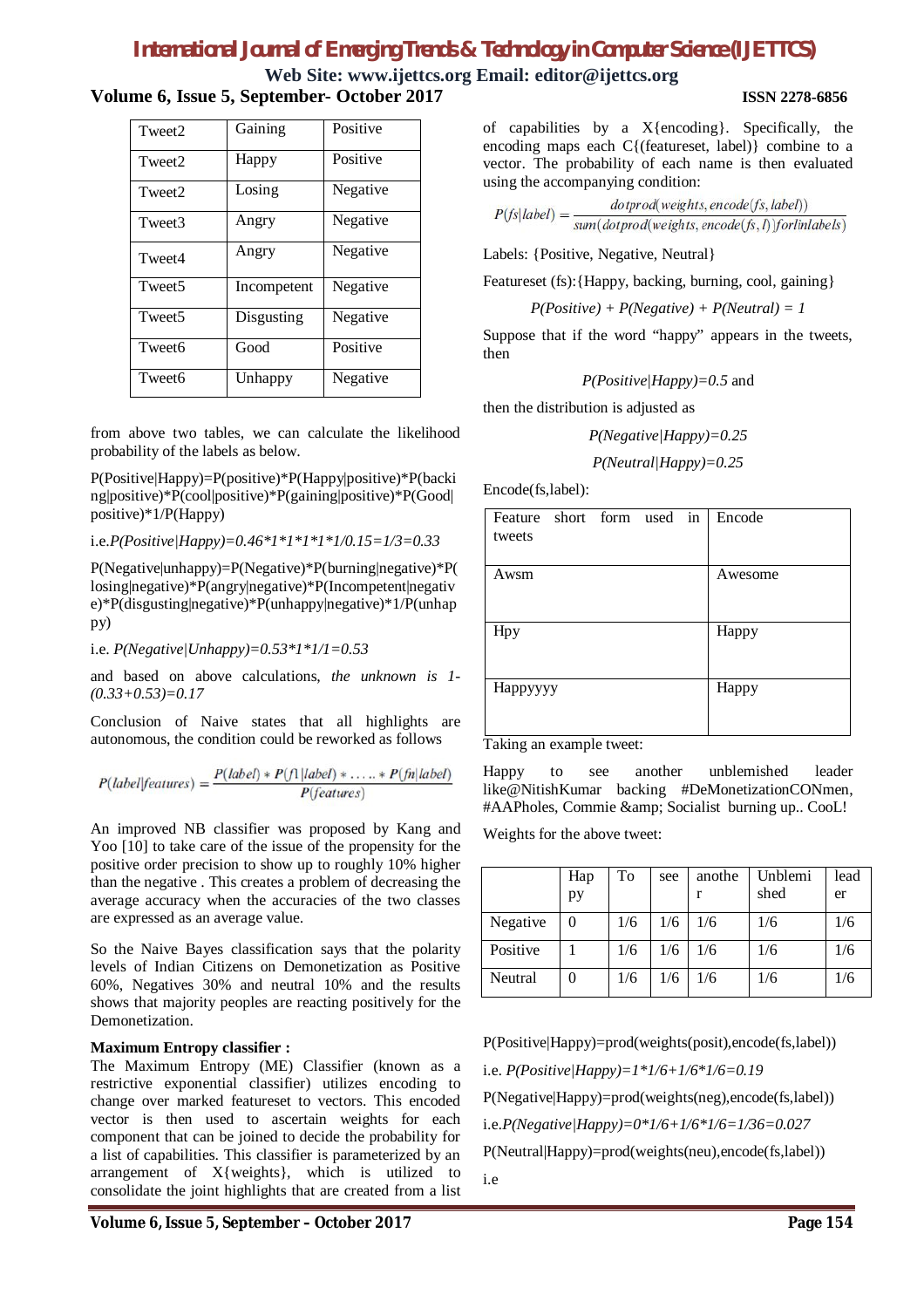| Tweet2 | Gaining | Positive |
|---|---|---|
| Tweet2 | Happy | Positive |
| Tweet2 | Losing | Negative |
| Tweet3 | Angry | Negative |
| Tweet4 | Angry | Negative |
| Tweet5 | Incompetent | Negative |
| Tweet5 | Disgusting | Negative |
| Tweet6 | Good | Positive |
| Tweet6 | Unhappy | Negative |

from above two tables, we can calculate the likelihood probability of the labels as below.

P(Positive|Happy)=P(positive)*P(Happy|positive)*P(backing|positive)*P(cool|positive)*P(gaining|positive)*P(Good|positive)*1/P(Happy)

i.e. *P(Positive|Happy)=0.46*1*1*1*1*1/0.15=1/3=0.33*

P(Negative|unhappy)=P(Negative)*P(burning|negative)*P(losing|negative)*P(angry|negative)*P(Incompetent|negative)*P(disgusting|negative)*P(unhappy|negative)*1/P(unhappy)

i.e. *P(Negative|Unhappy)=0.53*1*1/1=0.53*

and based on above calculations, *the unknown is 1-(0.33+0.53)=0.17*

Conclusion of Naive states that all highlights are autonomous, the condition could be reworked as follows

$$P(label|features) = \frac{P(label) * P(f1|label) * \ldots\ldots * P(fn|label)}{P(features)}$$

An improved NB classifier was proposed by Kang and Yoo [10] to take care of the issue of the propensity for the positive order precision to show up to roughly 10% higher than the negative . This creates a problem of decreasing the average accuracy when the accuracies of the two classes are expressed as an average value.

So the Naive Bayes classification says that the polarity levels of Indian Citizens on Demonetization as Positive 60%, Negatives 30% and neutral 10% and the results shows that majority peoples are reacting positively for the Demonetization.

**Maximum Entropy classifier :**

The Maximum Entropy (ME) Classifier (known as a restrictive exponential classifier) utilizes encoding to change over marked featureset to vectors. This encoded vector is then used to ascertain weights for each component that can be joined to decide the probability for a list of capabilities. This classifier is parameterized by an arrangement of X{weights}, which is utilized to consolidate the joint highlights that are created from a list of capabilities by a X{encoding}. Specifically, the encoding maps each C{(featureset, label)} combine to a vector. The probability of each name is then evaluated using the accompanying condition:

$$P(fs|label) = \frac{dotprod(weights, encode(fs, label))}{sum(dotprod(weights, encode(fs, l))\, for\, l\, in\, labels)}$$

Labels: {Positive, Negative, Neutral}

Featureset (fs):{Happy, backing, burning, cool, gaining}

*P(Positive) + P(Negative) + P(Neutral) = 1*

Suppose that if the word "happy" appears in the tweets, then

*P(Positive|Happy)=0.5* and

then the distribution is adjusted as

*P(Negative|Happy)=0.25*

*P(Neutral|Happy)=0.25*

Encode(fs,label):

| Feature short form used in tweets | Encode |
|---|---|
| Awsm | Awesome |
| Hpy | Happy |
| Happyyyy | Happy |

Taking an example tweet:

Happy to see another unblemished leader like@NitishKumar backing #DeMonetizationCONmen, #AAPholes, Commie &amp; Socialist burning up.. CooL!

Weights for the above tweet:

| | Happy | To | see | another | Unblemished | leader |
|---|---|---|---|---|---|---|
| Negative | 0 | 1/6 | 1/6 | 1/6 | 1/6 | 1/6 |
| Positive | 1 | 1/6 | 1/6 | 1/6 | 1/6 | 1/6 |
| Neutral | 0 | 1/6 | 1/6 | 1/6 | 1/6 | 1/6 |

P(Positive|Happy)=prod(weights(posit),encode(fs,label))

i.e. *P(Positive|Happy)=1*1/6+1/6*1/6=0.19*

P(Negative|Happy)=prod(weights(neg),encode(fs,label))

i.e.*P(Negative|Happy)=0*1/6+1/6*1/6=1/36=0.027*

P(Neutral|Happy)=prod(weights(neu),encode(fs,label))

i.e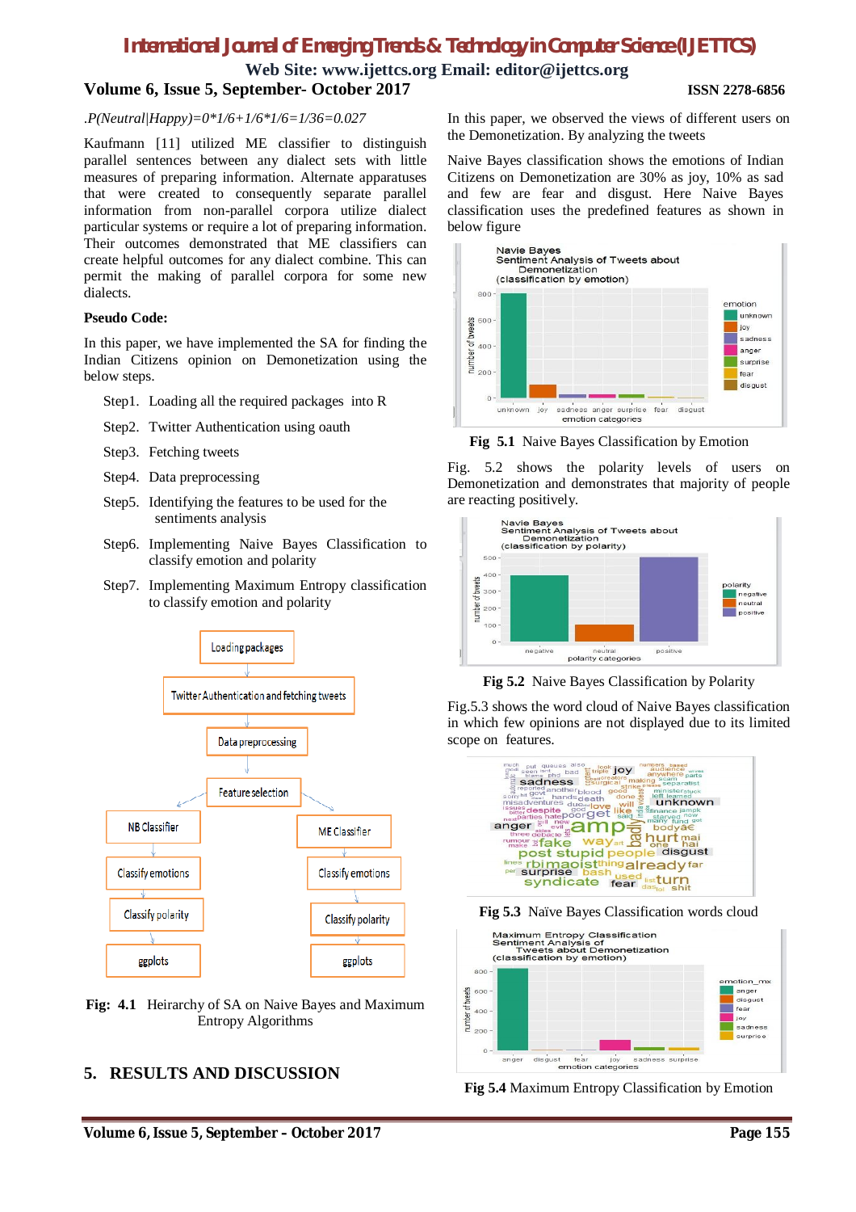.$P(Neutral|Happy)=0*1/6+1/6*1/6=1/36=0.027$

Kaufmann [11] utilized ME classifier to distinguish parallel sentences between any dialect sets with little measures of preparing information. Alternate apparatuses that were created to consequently separate parallel information from non-parallel corpora utilize dialect particular systems or require a lot of preparing information. Their outcomes demonstrated that ME classifiers can create helpful outcomes for any dialect combine. This can permit the making of parallel corpora for some new dialects.

**Pseudo Code:**

In this paper, we have implemented the SA for finding the Indian Citizens opinion on Demonetization using the below steps.

Step1. Loading all the required packages into R

Step2. Twitter Authentication using oauth

Step3. Fetching tweets

Step4. Data preprocessing

Step5. Identifying the features to be used for the sentiments analysis

Step6. Implementing Naive Bayes Classification to classify emotion and polarity

Step7. Implementing Maximum Entropy classification to classify emotion and polarity

**Fig: 4.1** Heirarchy of SA on Naive Bayes and Maximum Entropy Algorithms

## 5. RESULTS AND DISCUSSION

In this paper, we observed the views of different users on the Demonetization. By analyzing the tweets

Naive Bayes classification shows the emotions of Indian Citizens on Demonetization are 30% as joy, 10% as sad and few are fear and disgust. Here Naive Bayes classification uses the predefined features as shown in below figure

**Fig 5.1** Naive Bayes Classification by Emotion

Fig. 5.2 shows the polarity levels of users on Demonetization and demonstrates that majority of people are reacting positively.

**Fig 5.2** Naive Bayes Classification by Polarity

Fig.5.3 shows the word cloud of Naive Bayes classification in which few opinions are not displayed due to its limited scope on features.

**Fig 5.3** Naïve Bayes Classification words cloud

**Fig 5.4** Maximum Entropy Classification by Emotion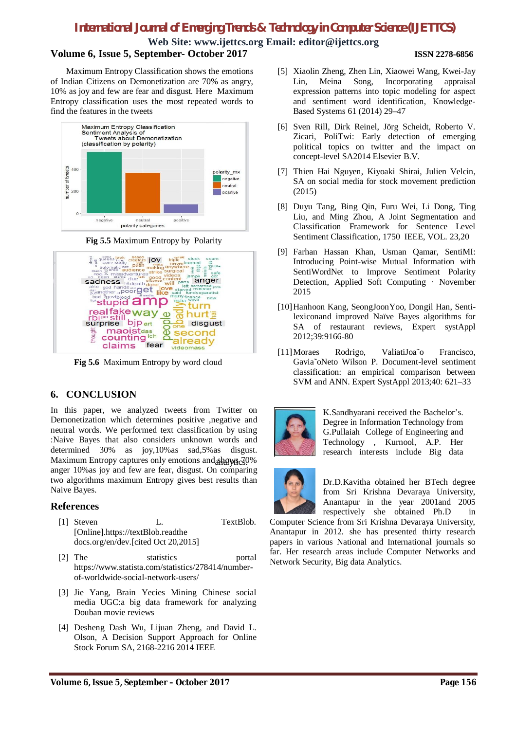Maximum Entropy Classification shows the emotions of Indian Citizens on Demonetization are 70% as angry, 10% as joy and few are fear and disgust. Here Maximum Entropy classification uses the most repeated words to find the features in the tweets

Maximum Entropy Classification
Sentiment Analysis of
Tweets about Demonetization
(classification by polarity)

number of tweets
400
200
0
negative
neutral
positive
polarity categories
polarity_mx
negative
neutral
positive

**Fig 5.5** Maximum Entropy by Polarity

joy
sadness
anger
stupid
amp
turn
real
fake
way
hurt
surprise
bjp
disgust
maoists
second
counting
already
claims
fear
people
badly

**Fig 5.6** Maximum Entropy by word cloud

## 6. CONCLUSION

In this paper, we analyzed tweets from Twitter on Demonetization which determines positive ,negative and neutral words. We performed text classification by using :Naive Bayes that also considers unknown words and determined 30% as joy,10%as sad,5%as disgust. Maximum Entropy captures only emotions and shows 70% anger 10%as joy and few are fear, disgust. On comparing two algorithms maximum Entropy gives best results than Naive Bayes.

## References

[1] Steven L. TextBlob. [Online].https://textBlob.readthe docs.org/en/dev.[cited Oct 20,2015]

[2] The statistics portal https://www.statista.com/statistics/278414/number-of-worldwide-social-network-users/

[3] Jie Yang, Brain Yecies Mining Chinese social media UGC:a big data framework for analyzing Douban movie reviews

[4] Desheng Dash Wu, Lijuan Zheng, and David L. Olson, A Decision Support Approach for Online Stock Forum SA, 2168-2216 2014 IEEE

[5] Xiaolin Zheng, Zhen Lin, Xiaowei Wang, Kwei-Jay Lin, Meina Song, Incorporating appraisal expression patterns into topic modeling for aspect and sentiment word identification, Knowledge-Based Systems 61 (2014) 29–47

[6] Sven Rill, Dirk Reinel, Jörg Scheidt, Roberto V. Zicari, PoliTwi: Early detection of emerging political topics on twitter and the impact on concept-level SA2014 Elsevier B.V.

[7] Thien Hai Nguyen, Kiyoaki Shirai, Julien Velcin, SA on social media for stock movement prediction (2015)

[8] Duyu Tang, Bing Qin, Furu Wei, Li Dong, Ting Liu, and Ming Zhou, A Joint Segmentation and Classification Framework for Sentence Level Sentiment Classification, 1750 IEEE, VOL. 23,20

[9] Farhan Hassan Khan, Usman Qamar, SentiMI: Introducing Point-wise Mutual Information with SentiWordNet to Improve Sentiment Polarity Detection, Applied Soft Computing · November 2015

[10] Hanhoon Kang, SeongJoonYoo, Dongil Han, Senti-lexiconand improved Naïve Bayes algorithms for SA of restaurant reviews, Expert systAppl 2012;39:9166-80

[11] Moraes Rodrigo, ValiatiJoa˜o Francisco, Gavia˜oNeto Wilson P. Document-level sentiment classification: an empirical comparison between SVM and ANN. Expert SystAppl 2013;40: 621–33

K.Sandhyarani received the Bachelor's. Degree in Information Technology from G.Pullaiah College of Engineering and Technology , Kurnool, A.P. Her research interests include Big data analytics.

Dr.D.Kavitha obtained her BTech degree from Sri Krishna Devaraya University, Anantapur in the year 2001and 2005 respectively she obtained Ph.D in Computer Science from Sri Krishna Devaraya University, Anantapur in 2012. she has presented thirty research papers in various National and International journals so far. Her research areas include Computer Networks and Network Security, Big data Analytics.